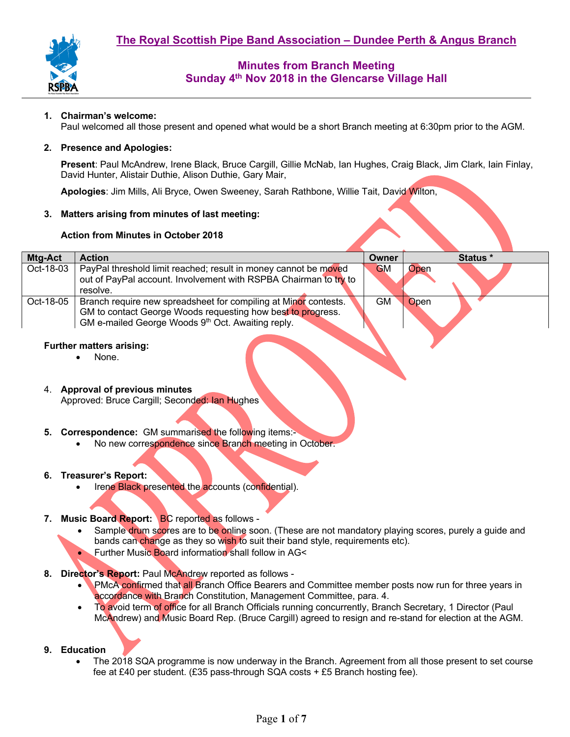# The Royal Scottish Pipe Band Association – Dundee Perth & Angus Branch

## Minutes from Branch Meeting
## Sunday 4th Nov 2018 in the Glencarse Village Hall

1. **Chairman's welcome:**
   Paul welcomed all those present and opened what would be a short Branch meeting at 6:30pm prior to the AGM.

2. **Presence and Apologies:**

   **Present**: Paul McAndrew, Irene Black, Bruce Cargill, Gillie McNab, Ian Hughes, Craig Black, Jim Clark, Iain Finlay, David Hunter, Alistair Duthie, Alison Duthie, Gary Mair,

   **Apologies**: Jim Mills, Ali Bryce, Owen Sweeney, Sarah Rathbone, Willie Tait, David Wilton,

3. **Matters arising from minutes of last meeting:**

   **Action from Minutes in October 2018**

| Mtg-Act | Action | Owner | Status * |
|---|---|---|---|
| Oct-18-03 | PayPal threshold limit reached; result in money cannot be moved out of PayPal account. Involvement with RSPBA Chairman to try to resolve. | GM | Open |
| Oct-18-05 | Branch require new spreadsheet for compiling at Minor contests. GM to contact George Woods requesting how best to progress. GM e-mailed George Woods 9th Oct. Awaiting reply. | GM | Open |

**Further matters arising:**
- None.

4. **Approval of previous minutes**
   Approved: Bruce Cargill; Seconded: Ian Hughes

5. **Correspondence:** GM summarised the following items:-
   - No new correspondence since Branch meeting in October.

6. **Treasurer's Report:**
   - Irene Black presented the accounts (confidential).

7. **Music Board Report:** BC reported as follows -
   - Sample drum scores are to be online soon. (These are not mandatory playing scores, purely a guide and bands can change as they so wish to suit their band style, requirements etc).
   - Further Music Board information shall follow in AG<

8. **Director's Report:** Paul McAndrew reported as follows -
   - PMcA confirmed that all Branch Office Bearers and Committee member posts now run for three years in accordance with Branch Constitution, Management Committee, para. 4.
   - To avoid term of office for all Branch Officials running concurrently, Branch Secretary, 1 Director (Paul McAndrew) and Music Board Rep. (Bruce Cargill) agreed to resign and re-stand for election at the AGM.

9. **Education**
   - The 2018 SQA programme is now underway in the Branch. Agreement from all those present to set course fee at £40 per student. (£35 pass-through SQA costs + £5 Branch hosting fee).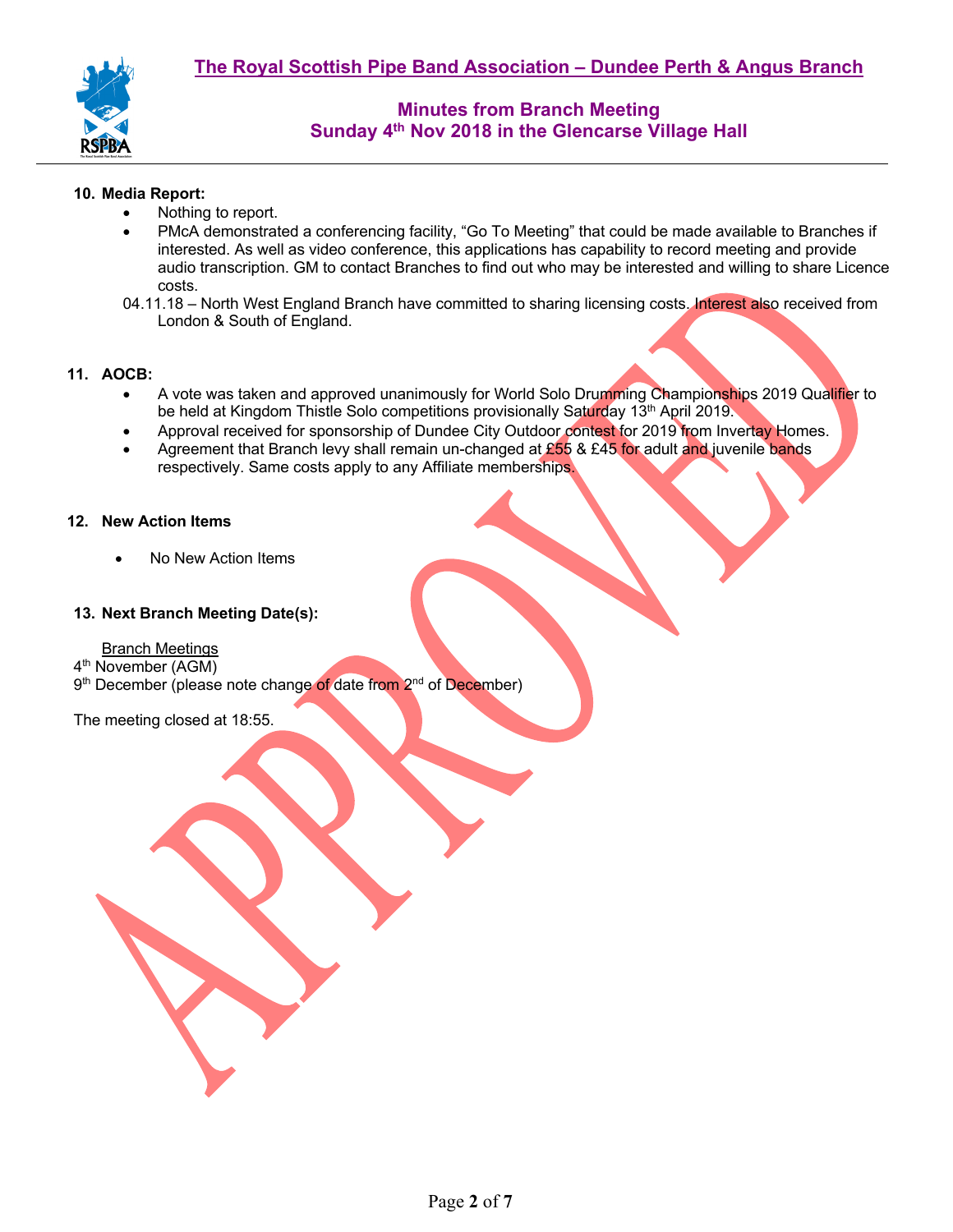## 10. Media Report:

- Nothing to report.
- PMcA demonstrated a conferencing facility, "Go To Meeting" that could be made available to Branches if interested. As well as video conference, this applications has capability to record meeting and provide audio transcription. GM to contact Branches to find out who may be interested and willing to share Licence costs.

04.11.18 – North West England Branch have committed to sharing licensing costs. Interest also received from London & South of England.

## 11. AOCB:

- A vote was taken and approved unanimously for World Solo Drumming Championships 2019 Qualifier to be held at Kingdom Thistle Solo competitions provisionally Saturday 13th April 2019.
- Approval received for sponsorship of Dundee City Outdoor contest for 2019 from Invertay Homes.
- Agreement that Branch levy shall remain un-changed at £55 & £45 for adult and juvenile bands respectively. Same costs apply to any Affiliate memberships.

## 12. New Action Items

- No New Action Items

## 13. Next Branch Meeting Date(s):

Branch Meetings

4th November (AGM)

9th December (please note change of date from 2nd of December)

The meeting closed at 18:55.

APPROVED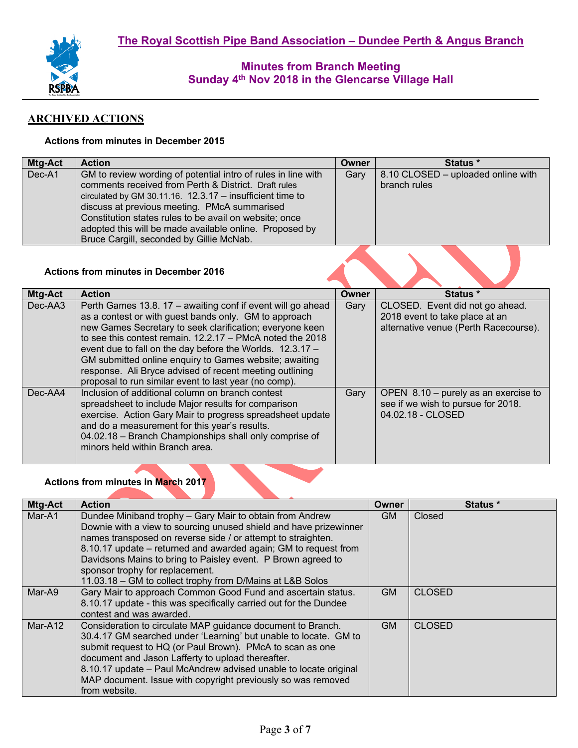## The Royal Scottish Pipe Band Association – Dundee Perth & Angus Branch

### Minutes from Branch Meeting
### Sunday 4th Nov 2018 in the Glencarse Village Hall

## ARCHIVED ACTIONS

**Actions from minutes in December 2015**

| Mtg-Act | Action | Owner | Status * |
|---|---|---|---|
| Dec-A1 | GM to review wording of potential intro of rules in line with comments received from Perth & District. Draft rules circulated by GM 30.11.16. 12.3.17 – insufficient time to discuss at previous meeting. PMcA summarised Constitution states rules to be avail on website; once adopted this will be made available online. Proposed by Bruce Cargill, seconded by Gillie McNab. | Gary | 8.10 CLOSED – uploaded online with branch rules |

**Actions from minutes in December 2016**

| Mtg-Act | Action | Owner | Status * |
|---|---|---|---|
| Dec-AA3 | Perth Games 13.8. 17 – awaiting conf if event will go ahead as a contest or with guest bands only. GM to approach new Games Secretary to seek clarification; everyone keen to see this contest remain. 12.2.17 – PMcA noted the 2018 event due to fall on the day before the Worlds. 12.3.17 – GM submitted online enquiry to Games website; awaiting response. Ali Bryce advised of recent meeting outlining proposal to run similar event to last year (no comp). | Gary | CLOSED. Event did not go ahead. 2018 event to take place at an alternative venue (Perth Racecourse). |
| Dec-AA4 | Inclusion of additional column on branch contest spreadsheet to include Major results for comparison exercise. Action Gary Mair to progress spreadsheet update and do a measurement for this year's results. 04.02.18 – Branch Championships shall only comprise of minors held within Branch area. | Gary | OPEN 8.10 – purely as an exercise to see if we wish to pursue for 2018. 04.02.18 - CLOSED |

**Actions from minutes in March 2017**

| Mtg-Act | Action | Owner | Status * |
|---|---|---|---|
| Mar-A1 | Dundee Miniband trophy – Gary Mair to obtain from Andrew Downie with a view to sourcing unused shield and have prizewinner names transposed on reverse side / or attempt to straighten. 8.10.17 update – returned and awarded again; GM to request from Davidsons Mains to bring to Paisley event. P Brown agreed to sponsor trophy for replacement. 11.03.18 – GM to collect trophy from D/Mains at L&B Solos | GM | Closed |
| Mar-A9 | Gary Mair to approach Common Good Fund and ascertain status. 8.10.17 update - this was specifically carried out for the Dundee contest and was awarded. | GM | CLOSED |
| Mar-A12 | Consideration to circulate MAP guidance document to Branch. 30.4.17 GM searched under 'Learning' but unable to locate. GM to submit request to HQ (or Paul Brown). PMcA to scan as one document and Jason Lafferty to upload thereafter. 8.10.17 update – Paul McAndrew advised unable to locate original MAP document. Issue with copyright previously so was removed from website. | GM | CLOSED |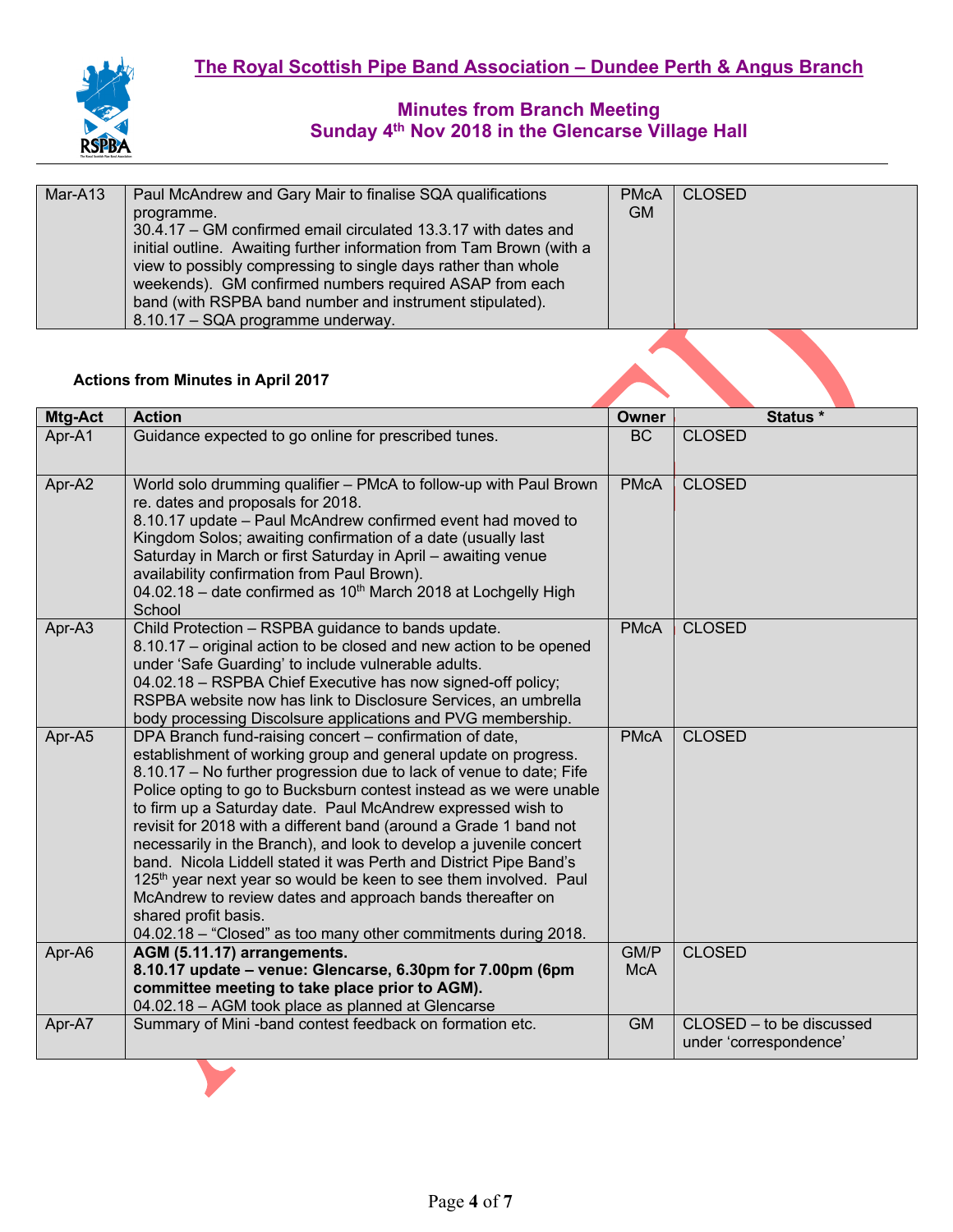## The Royal Scottish Pipe Band Association – Dundee Perth & Angus Branch

### Minutes from Branch Meeting
### Sunday 4th Nov 2018 in the Glencarse Village Hall

| | | | |
|---|---|---|---|
| Mar-A13 | Paul McAndrew and Gary Mair to finalise SQA qualifications programme.<br>30.4.17 – GM confirmed email circulated 13.3.17 with dates and initial outline. Awaiting further information from Tam Brown (with a view to possibly compressing to single days rather than whole weekends). GM confirmed numbers required ASAP from each band (with RSPBA band number and instrument stipulated).<br>8.10.17 – SQA programme underway. | PMcA GM | CLOSED |

**Actions from Minutes in April 2017**

| Mtg-Act | Action | Owner | Status * |
|---|---|---|---|
| Apr-A1 | Guidance expected to go online for prescribed tunes. | BC | CLOSED |
| Apr-A2 | World solo drumming qualifier – PMcA to follow-up with Paul Brown re. dates and proposals for 2018.<br>8.10.17 update – Paul McAndrew confirmed event had moved to Kingdom Solos; awaiting confirmation of a date (usually last Saturday in March or first Saturday in April – awaiting venue availability confirmation from Paul Brown).<br>04.02.18 – date confirmed as 10th March 2018 at Lochgelly High School | PMcA | CLOSED |
| Apr-A3 | Child Protection – RSPBA guidance to bands update.<br>8.10.17 – original action to be closed and new action to be opened under 'Safe Guarding' to include vulnerable adults.<br>04.02.18 – RSPBA Chief Executive has now signed-off policy; RSPBA website now has link to Disclosure Services, an umbrella body processing Discolsure applications and PVG membership. | PMcA | CLOSED |
| Apr-A5 | DPA Branch fund-raising concert – confirmation of date, establishment of working group and general update on progress.<br>8.10.17 – No further progression due to lack of venue to date; Fife Police opting to go to Bucksburn contest instead as we were unable to firm up a Saturday date. Paul McAndrew expressed wish to revisit for 2018 with a different band (around a Grade 1 band not necessarily in the Branch), and look to develop a juvenile concert band. Nicola Liddell stated it was Perth and District Pipe Band's 125th year next year so would be keen to see them involved. Paul McAndrew to review dates and approach bands thereafter on shared profit basis.<br>04.02.18 – "Closed" as too many other commitments during 2018. | PMcA | CLOSED |
| Apr-A6 | **AGM (5.11.17) arrangements.**<br>**8.10.17 update – venue: Glencarse, 6.30pm for 7.00pm (6pm committee meeting to take place prior to AGM).**<br>04.02.18 – AGM took place as planned at Glencarse | GM/PMcA | CLOSED |
| Apr-A7 | Summary of Mini -band contest feedback on formation etc. | GM | CLOSED – to be discussed under 'correspondence' |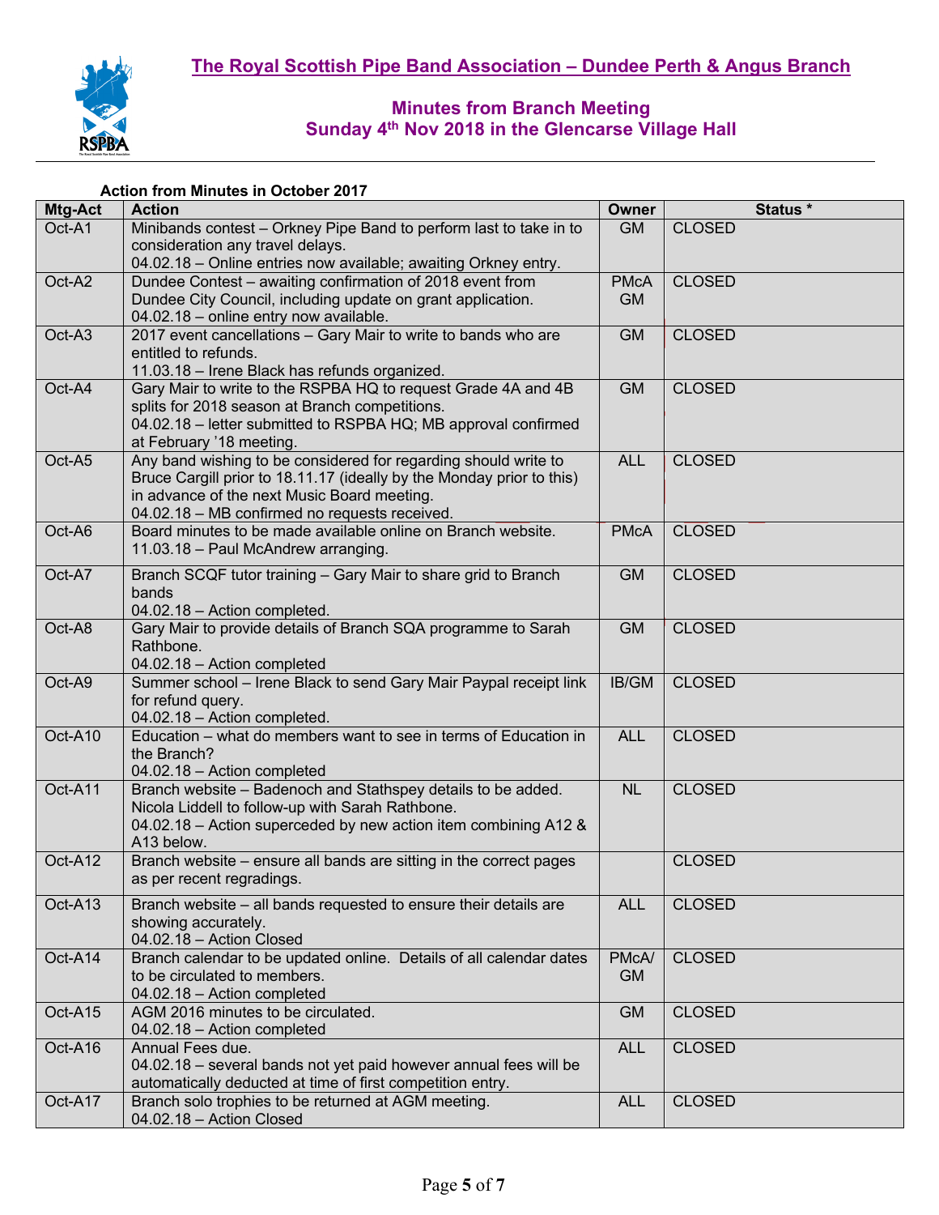# The Royal Scottish Pipe Band Association – Dundee Perth & Angus Branch

## Minutes from Branch Meeting
## Sunday 4th Nov 2018 in the Glencarse Village Hall

**Action from Minutes in October 2017**

| Mtg-Act | Action | Owner | Status * |
|---|---|---|---|
| Oct-A1 | Minibands contest – Orkney Pipe Band to perform last to take in to consideration any travel delays.<br>04.02.18 – Online entries now available; awaiting Orkney entry. | GM | CLOSED |
| Oct-A2 | Dundee Contest – awaiting confirmation of 2018 event from Dundee City Council, including update on grant application.<br>04.02.18 – online entry now available. | PMcA GM | CLOSED |
| Oct-A3 | 2017 event cancellations – Gary Mair to write to bands who are entitled to refunds.<br>11.03.18 – Irene Black has refunds organized. | GM | CLOSED |
| Oct-A4 | Gary Mair to write to the RSPBA HQ to request Grade 4A and 4B splits for 2018 season at Branch competitions.<br>04.02.18 – letter submitted to RSPBA HQ; MB approval confirmed at February '18 meeting. | GM | CLOSED |
| Oct-A5 | Any band wishing to be considered for regarding should write to Bruce Cargill prior to 18.11.17 (ideally by the Monday prior to this) in advance of the next Music Board meeting.<br>04.02.18 – MB confirmed no requests received. | ALL | CLOSED |
| Oct-A6 | Board minutes to be made available online on Branch website.<br>11.03.18 – Paul McAndrew arranging. | PMcA | CLOSED |
| Oct-A7 | Branch SCQF tutor training – Gary Mair to share grid to Branch bands<br>04.02.18 – Action completed. | GM | CLOSED |
| Oct-A8 | Gary Mair to provide details of Branch SQA programme to Sarah Rathbone.<br>04.02.18 – Action completed | GM | CLOSED |
| Oct-A9 | Summer school – Irene Black to send Gary Mair Paypal receipt link for refund query.<br>04.02.18 – Action completed. | IB/GM | CLOSED |
| Oct-A10 | Education – what do members want to see in terms of Education in the Branch?<br>04.02.18 – Action completed | ALL | CLOSED |
| Oct-A11 | Branch website – Badenoch and Stathspey details to be added. Nicola Liddell to follow-up with Sarah Rathbone.<br>04.02.18 – Action superceded by new action item combining A12 & A13 below. | NL | CLOSED |
| Oct-A12 | Branch website – ensure all bands are sitting in the correct pages as per recent regradings. | | CLOSED |
| Oct-A13 | Branch website – all bands requested to ensure their details are showing accurately.<br>04.02.18 – Action Closed | ALL | CLOSED |
| Oct-A14 | Branch calendar to be updated online. Details of all calendar dates to be circulated to members.<br>04.02.18 – Action completed | PMcA/ GM | CLOSED |
| Oct-A15 | AGM 2016 minutes to be circulated.<br>04.02.18 – Action completed | GM | CLOSED |
| Oct-A16 | Annual Fees due.<br>04.02.18 – several bands not yet paid however annual fees will be automatically deducted at time of first competition entry. | ALL | CLOSED |
| Oct-A17 | Branch solo trophies to be returned at AGM meeting.<br>04.02.18 – Action Closed | ALL | CLOSED |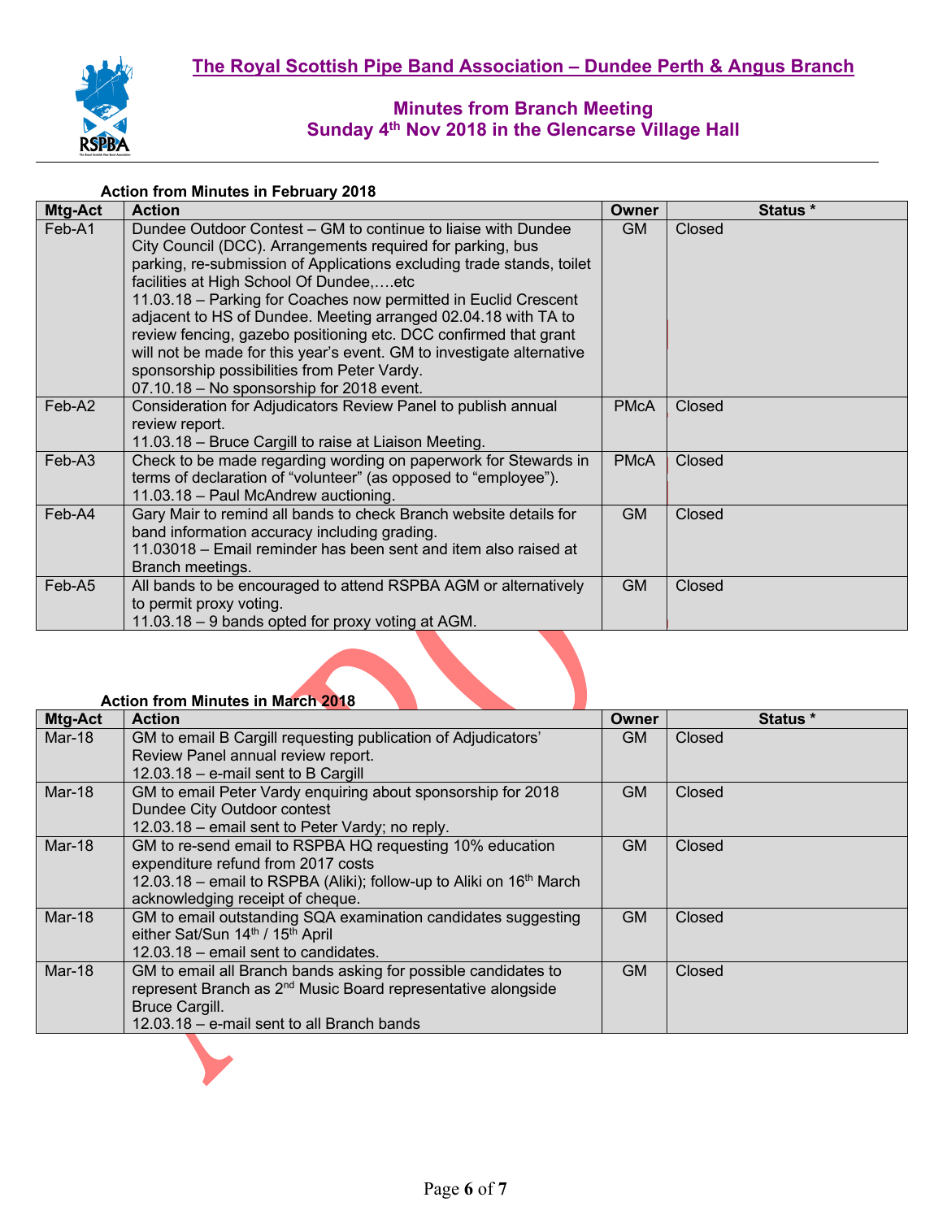## The Royal Scottish Pipe Band Association – Dundee Perth & Angus Branch

### Minutes from Branch Meeting
### Sunday 4th Nov 2018 in the Glencarse Village Hall

**Action from Minutes in February 2018**

| Mtg-Act | Action | Owner | Status * |
|---|---|---|---|
| Feb-A1 | Dundee Outdoor Contest – GM to continue to liaise with Dundee City Council (DCC). Arrangements required for parking, bus parking, re-submission of Applications excluding trade stands, toilet facilities at High School Of Dundee,….etc<br>11.03.18 – Parking for Coaches now permitted in Euclid Crescent adjacent to HS of Dundee. Meeting arranged 02.04.18 with TA to review fencing, gazebo positioning etc. DCC confirmed that grant will not be made for this year's event. GM to investigate alternative sponsorship possibilities from Peter Vardy.<br>07.10.18 – No sponsorship for 2018 event. | GM | Closed |
| Feb-A2 | Consideration for Adjudicators Review Panel to publish annual review report.<br>11.03.18 – Bruce Cargill to raise at Liaison Meeting. | PMcA | Closed |
| Feb-A3 | Check to be made regarding wording on paperwork for Stewards in terms of declaration of "volunteer" (as opposed to "employee").<br>11.03.18 – Paul McAndrew auctioning. | PMcA | Closed |
| Feb-A4 | Gary Mair to remind all bands to check Branch website details for band information accuracy including grading.<br>11.03018 – Email reminder has been sent and item also raised at Branch meetings. | GM | Closed |
| Feb-A5 | All bands to be encouraged to attend RSPBA AGM or alternatively to permit proxy voting.<br>11.03.18 – 9 bands opted for proxy voting at AGM. | GM | Closed |

**Action from Minutes in March 2018**

| Mtg-Act | Action | Owner | Status * |
|---|---|---|---|
| Mar-18 | GM to email B Cargill requesting publication of Adjudicators' Review Panel annual review report.<br>12.03.18 – e-mail sent to B Cargill | GM | Closed |
| Mar-18 | GM to email Peter Vardy enquiring about sponsorship for 2018 Dundee City Outdoor contest<br>12.03.18 – email sent to Peter Vardy; no reply. | GM | Closed |
| Mar-18 | GM to re-send email to RSPBA HQ requesting 10% education expenditure refund from 2017 costs<br>12.03.18 – email to RSPBA (Aliki); follow-up to Aliki on 16th March acknowledging receipt of cheque. | GM | Closed |
| Mar-18 | GM to email outstanding SQA examination candidates suggesting either Sat/Sun 14th / 15th April<br>12.03.18 – email sent to candidates. | GM | Closed |
| Mar-18 | GM to email all Branch bands asking for possible candidates to represent Branch as 2nd Music Board representative alongside Bruce Cargill.<br>12.03.18 – e-mail sent to all Branch bands | GM | Closed |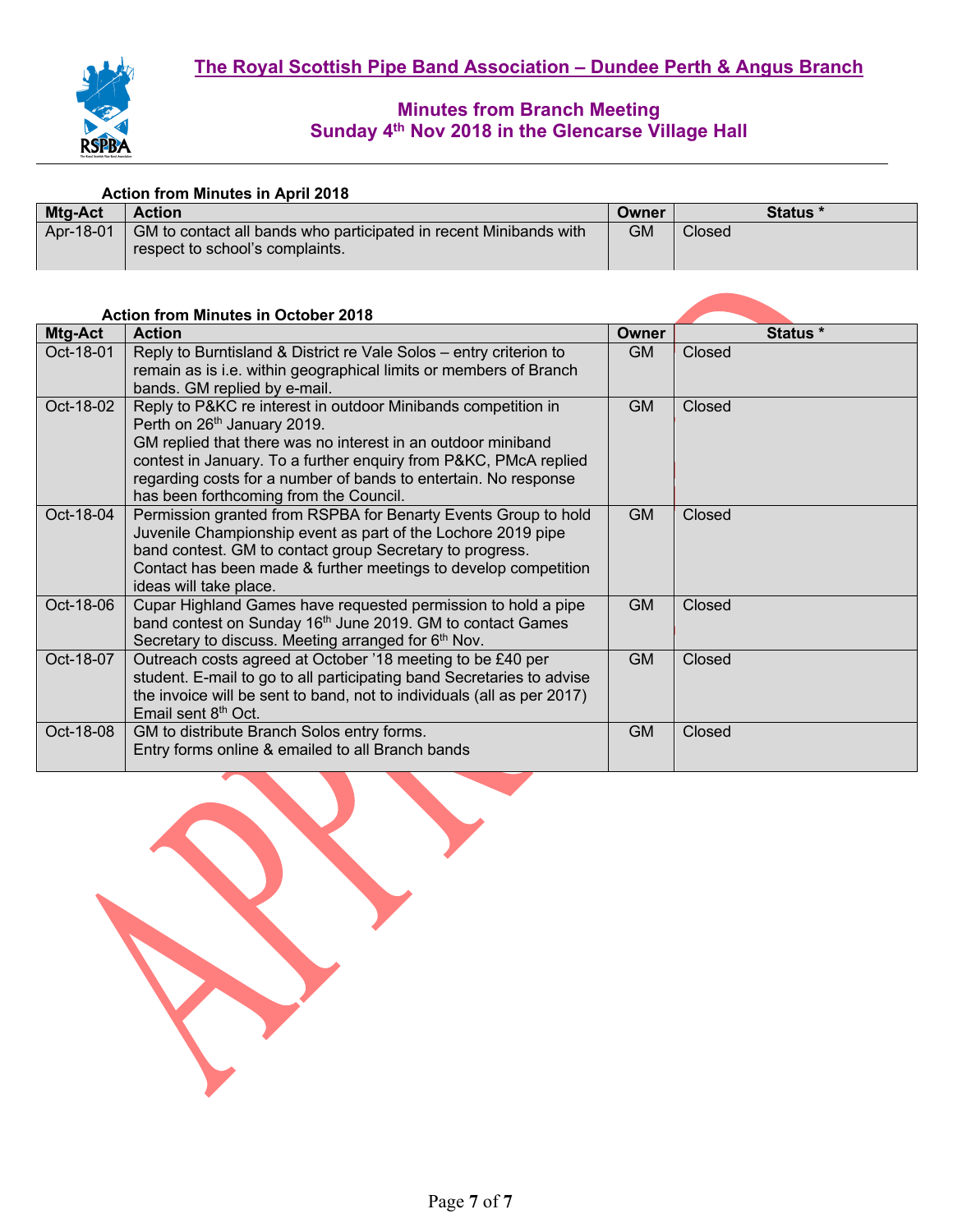## The Royal Scottish Pipe Band Association – Dundee Perth & Angus Branch

### Minutes from Branch Meeting
### Sunday 4th Nov 2018 in the Glencarse Village Hall

**Action from Minutes in April 2018**

| Mtg-Act | Action | Owner | Status * |
|---|---|---|---|
| Apr-18-01 | GM to contact all bands who participated in recent Minibands with respect to school's complaints. | GM | Closed |

**Action from Minutes in October 2018**

| Mtg-Act | Action | Owner | Status * |
|---|---|---|---|
| Oct-18-01 | Reply to Burntisland & District re Vale Solos – entry criterion to remain as is i.e. within geographical limits or members of Branch bands. GM replied by e-mail. | GM | Closed |
| Oct-18-02 | Reply to P&KC re interest in outdoor Minibands competition in Perth on 26th January 2019. GM replied that there was no interest in an outdoor miniband contest in January. To a further enquiry from P&KC, PMcA replied regarding costs for a number of bands to entertain. No response has been forthcoming from the Council. | GM | Closed |
| Oct-18-04 | Permission granted from RSPBA for Benarty Events Group to hold Juvenile Championship event as part of the Lochore 2019 pipe band contest. GM to contact group Secretary to progress. Contact has been made & further meetings to develop competition ideas will take place. | GM | Closed |
| Oct-18-06 | Cupar Highland Games have requested permission to hold a pipe band contest on Sunday 16th June 2019. GM to contact Games Secretary to discuss. Meeting arranged for 6th Nov. | GM | Closed |
| Oct-18-07 | Outreach costs agreed at October '18 meeting to be £40 per student. E-mail to go to all participating band Secretaries to advise the invoice will be sent to band, not to individuals (all as per 2017) Email sent 8th Oct. | GM | Closed |
| Oct-18-08 | GM to distribute Branch Solos entry forms. Entry forms online & emailed to all Branch bands | GM | Closed |